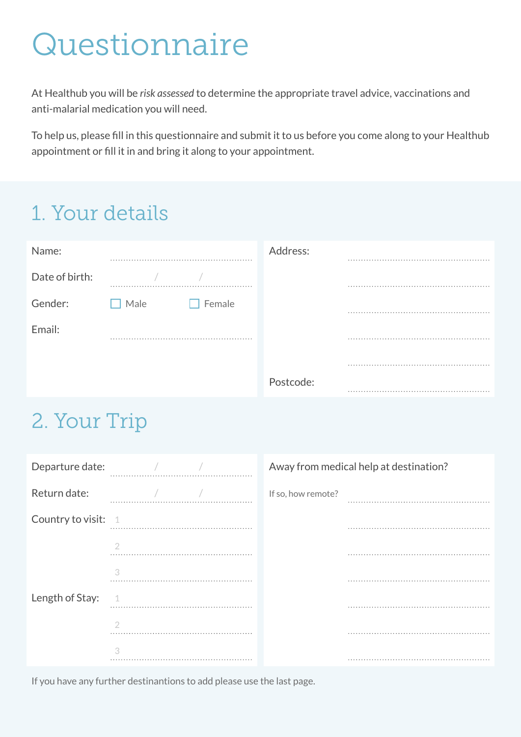# Questionnaire

At Healthub you will be *risk assessed* to determine the appropriate travel advice, vaccinations and anti-malarial medication you will need.

To help us, please fill in this questionnaire and submit it to us before you come along to your Healthub appointment or fill it in and bring it along to your appointment.

## 1. Your details

Name: ..........................................................

Date of birth: ........ / ........ / ........

Gender: ☐ Male ☐ Female

Email: ..........................................................

Address: ..........................................................

..........................................................

..........................................................

..........................................................

..........................................................

Postcode: ..........................................................

## 2. Your Trip

Departure date: ........ / ........ / ........

Return date: ........ / ........ / ........

Country to visit:
1 ..........................................................
2 ..........................................................
3 ..........................................................

Length of Stay:
1 ..........................................................
2 ..........................................................
3 ..........................................................

Away from medical help at destination?

If so, how remote? ..........................................................

..........................................................

..........................................................

..........................................................

..........................................................

..........................................................

..........................................................

If you have any further destinantions to add please use the last page.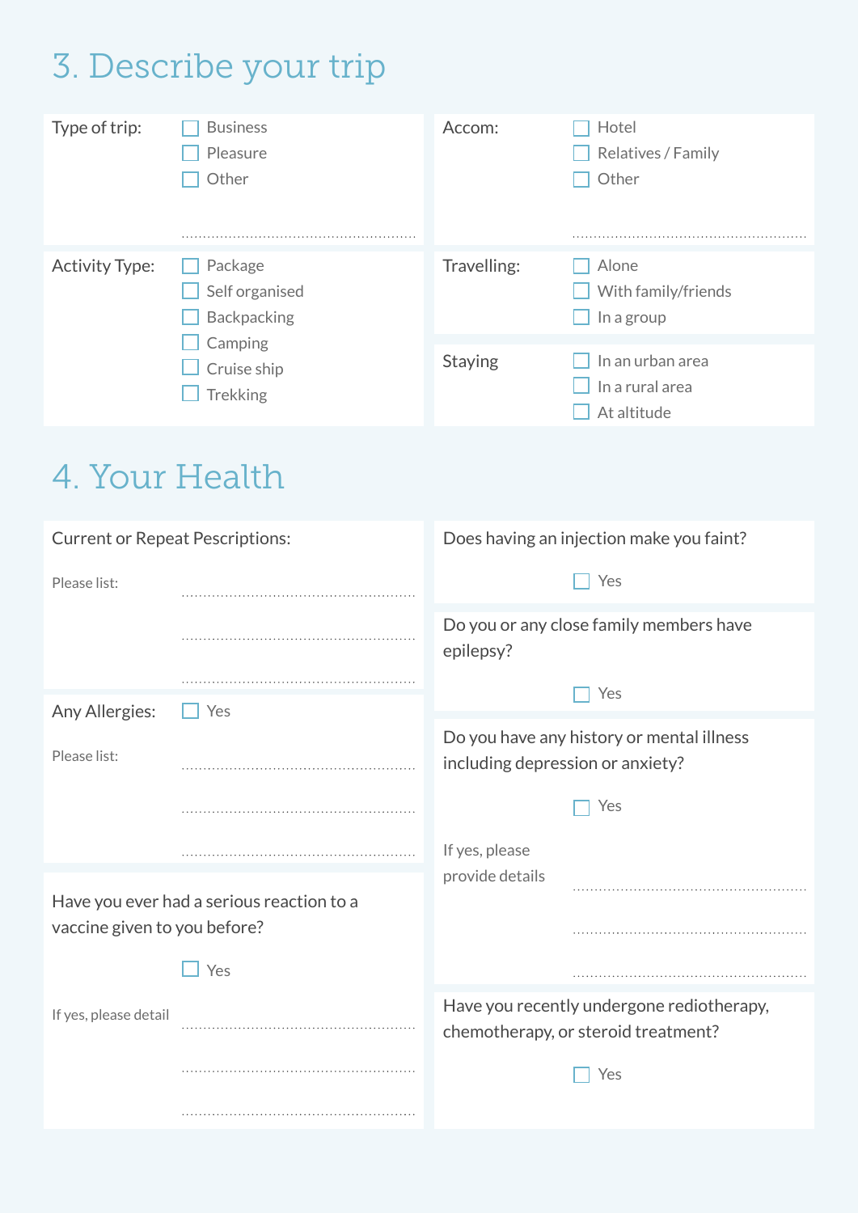# 3. Describe your trip

**Type of trip:**

- ☐ Business
- ☐ Pleasure
- ☐ Other

..................................................

**Accom:**

- ☐ Hotel
- ☐ Relatives / Family
- ☐ Other

..................................................

**Activity Type:**

- ☐ Package
- ☐ Self organised
- ☐ Backpacking
- ☐ Camping
- ☐ Cruise ship
- ☐ Trekking

**Travelling:**

- ☐ Alone
- ☐ With family/friends
- ☐ In a group

**Staying**

- ☐ In an urban area
- ☐ In a rural area
- ☐ At altitude

# 4. Your Health

**Current or Repeat Pescriptions:**

Please list:

..................................................

..................................................

..................................................

**Any Allergies:** ☐ Yes

Please list:

..................................................

..................................................

..................................................

**Have you ever had a serious reaction to a vaccine given to you before?**

☐ Yes

If yes, please detail ..................................................

..................................................

..................................................

**Does having an injection make you faint?**

☐ Yes

**Do you or any close family members have epilepsy?**

☐ Yes

**Do you have any history or mental illness including depression or anxiety?**

☐ Yes

If yes, please provide details ..................................................

..................................................

..................................................

**Have you recently undergone rediotherapy, chemotherapy, or steroid treatment?**

☐ Yes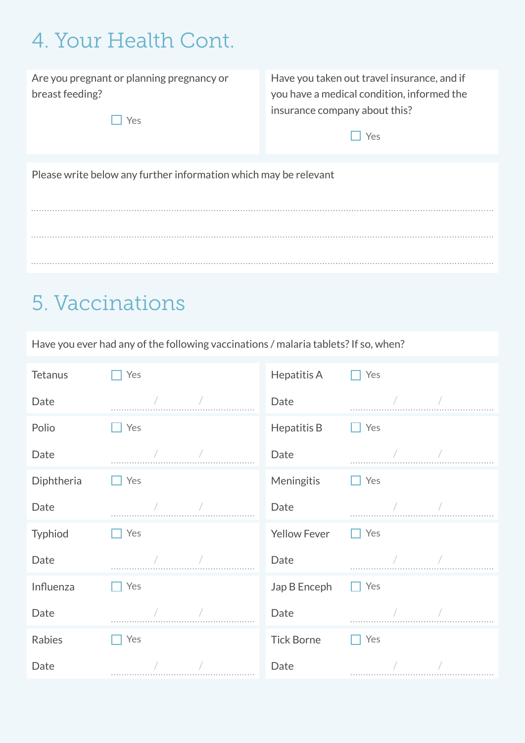# 4. Your Health Cont.

Are you pregnant or planning pregnancy or breast feeding?

☐ Yes

Have you taken out travel insurance, and if you have a medical condition, informed the insurance company about this?

☐ Yes

Please write below any further information which may be relevant

.......................................................................................................................................

.......................................................................................................................................

.......................................................................................................................................

# 5. Vaccinations

Have you ever had any of the following vaccinations / malaria tablets? If so, when?

| Vaccination | | Vaccination | |
|---|---|---|---|
| Tetanus | ☐ Yes | Hepatitis A | ☐ Yes |
| Date | / / | Date | / / |
| Polio | ☐ Yes | Hepatitis B | ☐ Yes |
| Date | / / | Date | / / |
| Diphtheria | ☐ Yes | Meningitis | ☐ Yes |
| Date | / / | Date | / / |
| Typhiod | ☐ Yes | Yellow Fever | ☐ Yes |
| Date | / / | Date | / / |
| Influenza | ☐ Yes | Jap B Enceph | ☐ Yes |
| Date | / / | Date | / / |
| Rabies | ☐ Yes | Tick Borne | ☐ Yes |
| Date | / / | Date | / / |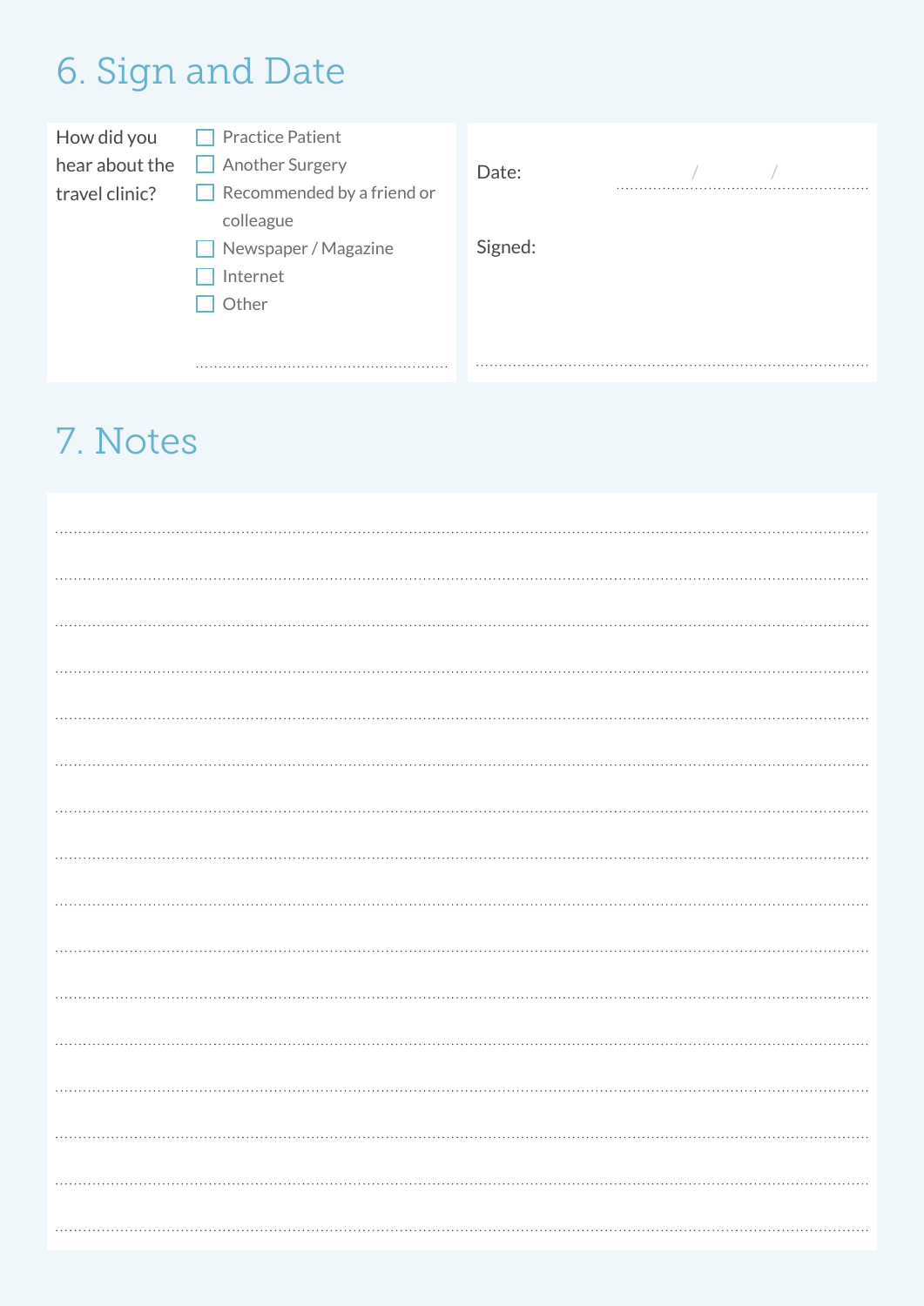## 6. Sign and Date

How did you hear about the travel clinic?

- ☐ Practice Patient
- ☐ Another Surgery
- ☐ Recommended by a friend or colleague
- ☐ Newspaper / Magazine
- ☐ Internet
- ☐ Other

..............................................................

Date: ........ / ........ / ........

Signed:

..............................................................

## 7. Notes

..............................................................

..............................................................

..............................................................

..............................................................

..............................................................

..............................................................

..............................................................

..............................................................

..............................................................

..............................................................

..............................................................

..............................................................

..............................................................

..............................................................

..............................................................

..............................................................